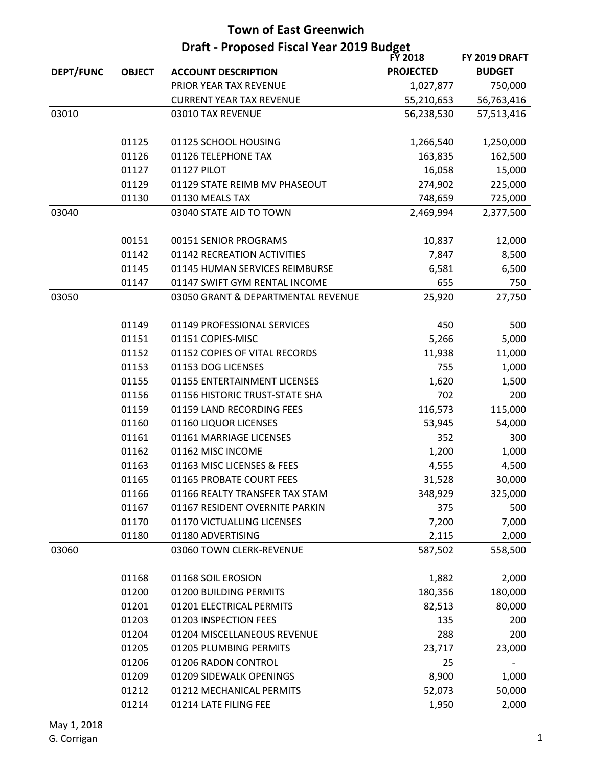# Town of East Greenwich

## Draft - Proposed Fiscal Year 2019 Budget

| DEPT/FUNC | OBJECT | ACCOUNT DESCRIPTION | FY 2018 PROJECTED | FY 2019 DRAFT BUDGET |
|---|---|---|---|---|
| | | PRIOR YEAR TAX REVENUE | 1,027,877 | 750,000 |
| | | CURRENT YEAR TAX REVENUE | 55,210,653 | 56,763,416 |
| 03010 | | 03010 TAX REVENUE | 56,238,530 | 57,513,416 |
| | | | | |
| | 01125 | 01125 SCHOOL HOUSING | 1,266,540 | 1,250,000 |
| | 01126 | 01126 TELEPHONE TAX | 163,835 | 162,500 |
| | 01127 | 01127 PILOT | 16,058 | 15,000 |
| | 01129 | 01129 STATE REIMB MV PHASEOUT | 274,902 | 225,000 |
| | 01130 | 01130 MEALS TAX | 748,659 | 725,000 |
| 03040 | | 03040 STATE AID TO TOWN | 2,469,994 | 2,377,500 |
| | | | | |
| | 00151 | 00151 SENIOR PROGRAMS | 10,837 | 12,000 |
| | 01142 | 01142 RECREATION ACTIVITIES | 7,847 | 8,500 |
| | 01145 | 01145 HUMAN SERVICES REIMBURSE | 6,581 | 6,500 |
| | 01147 | 01147 SWIFT GYM RENTAL INCOME | 655 | 750 |
| 03050 | | 03050 GRANT & DEPARTMENTAL REVENUE | 25,920 | 27,750 |
| | | | | |
| | 01149 | 01149 PROFESSIONAL SERVICES | 450 | 500 |
| | 01151 | 01151 COPIES-MISC | 5,266 | 5,000 |
| | 01152 | 01152 COPIES OF VITAL RECORDS | 11,938 | 11,000 |
| | 01153 | 01153 DOG LICENSES | 755 | 1,000 |
| | 01155 | 01155 ENTERTAINMENT LICENSES | 1,620 | 1,500 |
| | 01156 | 01156 HISTORIC TRUST-STATE SHA | 702 | 200 |
| | 01159 | 01159 LAND RECORDING FEES | 116,573 | 115,000 |
| | 01160 | 01160 LIQUOR LICENSES | 53,945 | 54,000 |
| | 01161 | 01161 MARRIAGE LICENSES | 352 | 300 |
| | 01162 | 01162 MISC INCOME | 1,200 | 1,000 |
| | 01163 | 01163 MISC LICENSES & FEES | 4,555 | 4,500 |
| | 01165 | 01165 PROBATE COURT FEES | 31,528 | 30,000 |
| | 01166 | 01166 REALTY TRANSFER TAX STAM | 348,929 | 325,000 |
| | 01167 | 01167 RESIDENT OVERNITE PARKIN | 375 | 500 |
| | 01170 | 01170 VICTUALLING LICENSES | 7,200 | 7,000 |
| | 01180 | 01180 ADVERTISING | 2,115 | 2,000 |
| 03060 | | 03060 TOWN CLERK-REVENUE | 587,502 | 558,500 |
| | | | | |
| | 01168 | 01168 SOIL EROSION | 1,882 | 2,000 |
| | 01200 | 01200 BUILDING PERMITS | 180,356 | 180,000 |
| | 01201 | 01201 ELECTRICAL PERMITS | 82,513 | 80,000 |
| | 01203 | 01203 INSPECTION FEES | 135 | 200 |
| | 01204 | 01204 MISCELLANEOUS REVENUE | 288 | 200 |
| | 01205 | 01205 PLUMBING PERMITS | 23,717 | 23,000 |
| | 01206 | 01206 RADON CONTROL | 25 | - |
| | 01209 | 01209 SIDEWALK OPENINGS | 8,900 | 1,000 |
| | 01212 | 01212 MECHANICAL PERMITS | 52,073 | 50,000 |
| | 01214 | 01214 LATE FILING FEE | 1,950 | 2,000 |

May 1, 2018
G. Corrigan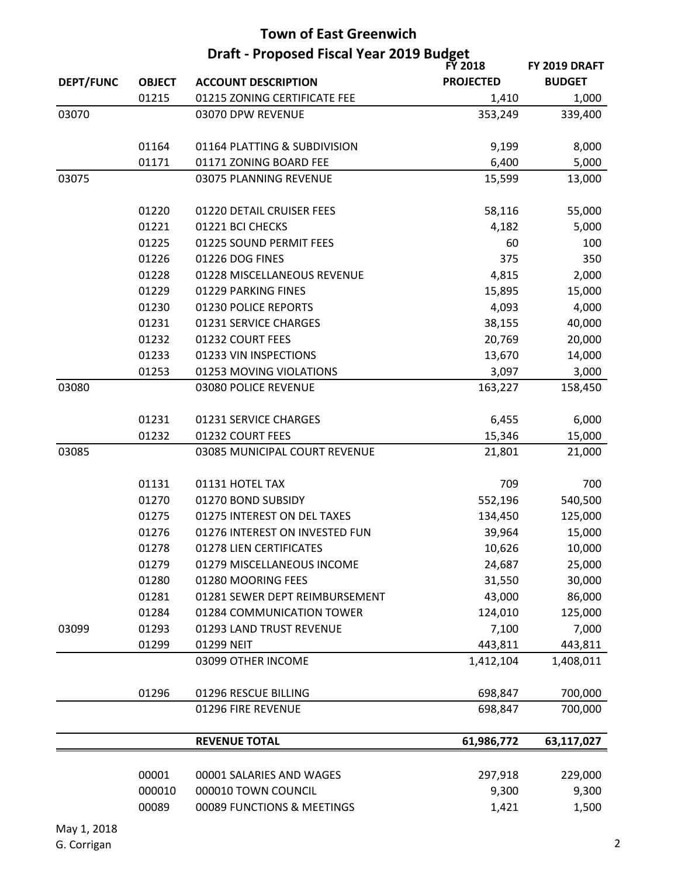# Town of East Greenwich

## Draft - Proposed Fiscal Year 2019 Budget

| DEPT/FUNC | OBJECT | ACCOUNT DESCRIPTION | FY 2018 PROJECTED | FY 2019 DRAFT BUDGET |
|---|---|---|---|---|
| | 01215 | 01215 ZONING CERTIFICATE FEE | 1,410 | 1,000 |
| 03070 | | 03070 DPW REVENUE | 353,249 | 339,400 |
| | | | | |
| | 01164 | 01164 PLATTING & SUBDIVISION | 9,199 | 8,000 |
| | 01171 | 01171 ZONING BOARD FEE | 6,400 | 5,000 |
| 03075 | | 03075 PLANNING REVENUE | 15,599 | 13,000 |
| | | | | |
| | 01220 | 01220 DETAIL CRUISER FEES | 58,116 | 55,000 |
| | 01221 | 01221 BCI CHECKS | 4,182 | 5,000 |
| | 01225 | 01225 SOUND PERMIT FEES | 60 | 100 |
| | 01226 | 01226 DOG FINES | 375 | 350 |
| | 01228 | 01228 MISCELLANEOUS REVENUE | 4,815 | 2,000 |
| | 01229 | 01229 PARKING FINES | 15,895 | 15,000 |
| | 01230 | 01230 POLICE REPORTS | 4,093 | 4,000 |
| | 01231 | 01231 SERVICE CHARGES | 38,155 | 40,000 |
| | 01232 | 01232 COURT FEES | 20,769 | 20,000 |
| | 01233 | 01233 VIN INSPECTIONS | 13,670 | 14,000 |
| | 01253 | 01253 MOVING VIOLATIONS | 3,097 | 3,000 |
| 03080 | | 03080 POLICE REVENUE | 163,227 | 158,450 |
| | | | | |
| | 01231 | 01231 SERVICE CHARGES | 6,455 | 6,000 |
| | 01232 | 01232 COURT FEES | 15,346 | 15,000 |
| 03085 | | 03085 MUNICIPAL COURT REVENUE | 21,801 | 21,000 |
| | | | | |
| | 01131 | 01131 HOTEL TAX | 709 | 700 |
| | 01270 | 01270 BOND SUBSIDY | 552,196 | 540,500 |
| | 01275 | 01275 INTEREST ON DEL TAXES | 134,450 | 125,000 |
| | 01276 | 01276 INTEREST ON INVESTED FUN | 39,964 | 15,000 |
| | 01278 | 01278 LIEN CERTIFICATES | 10,626 | 10,000 |
| | 01279 | 01279 MISCELLANEOUS INCOME | 24,687 | 25,000 |
| | 01280 | 01280 MOORING FEES | 31,550 | 30,000 |
| | 01281 | 01281 SEWER DEPT REIMBURSEMENT | 43,000 | 86,000 |
| | 01284 | 01284 COMMUNICATION TOWER | 124,010 | 125,000 |
| 03099 | 01293 | 01293 LAND TRUST REVENUE | 7,100 | 7,000 |
| | 01299 | 01299 NEIT | 443,811 | 443,811 |
| | | 03099 OTHER INCOME | 1,412,104 | 1,408,011 |
| | | | | |
| | 01296 | 01296 RESCUE BILLING | 698,847 | 700,000 |
| | | 01296 FIRE REVENUE | 698,847 | 700,000 |
| | | | | |
| | | **REVENUE TOTAL** | **61,986,772** | **63,117,027** |
| | | | | |
| | 00001 | 00001 SALARIES AND WAGES | 297,918 | 229,000 |
| | 000010 | 000010 TOWN COUNCIL | 9,300 | 9,300 |
| | 00089 | 00089 FUNCTIONS & MEETINGS | 1,421 | 1,500 |

May 1, 2018
G. Corrigan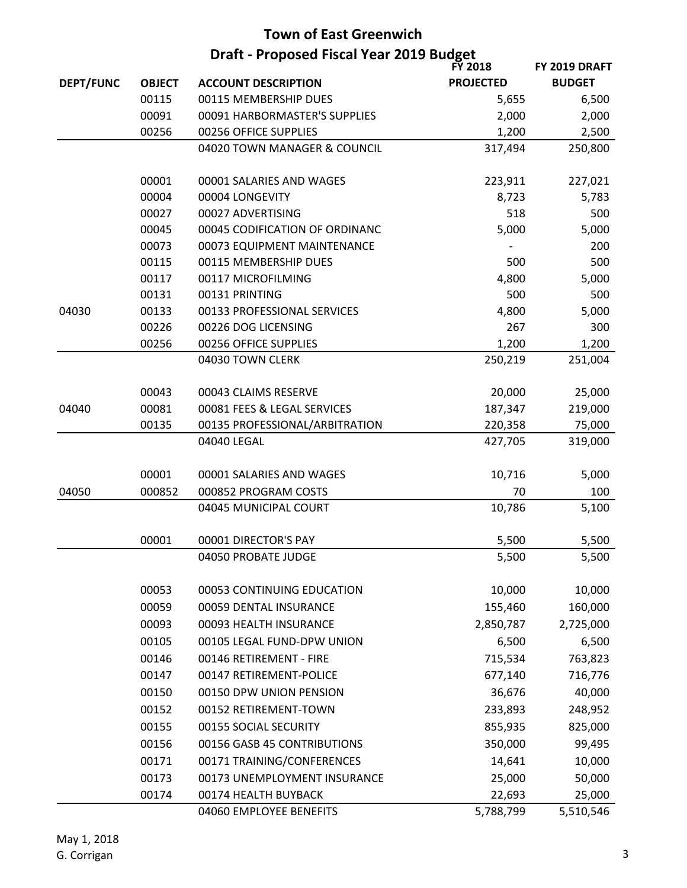# Town of East Greenwich

## Draft - Proposed Fiscal Year 2019 Budget

| DEPT/FUNC | OBJECT | ACCOUNT DESCRIPTION | FY 2018 PROJECTED | FY 2019 DRAFT BUDGET |
|---|---|---|---|---|
| | 00115 | 00115 MEMBERSHIP DUES | 5,655 | 6,500 |
| | 00091 | 00091 HARBORMASTER'S SUPPLIES | 2,000 | 2,000 |
| | 00256 | 00256 OFFICE SUPPLIES | 1,200 | 2,500 |
| | | 04020 TOWN MANAGER & COUNCIL | 317,494 | 250,800 |
| | 00001 | 00001 SALARIES AND WAGES | 223,911 | 227,021 |
| | 00004 | 00004 LONGEVITY | 8,723 | 5,783 |
| | 00027 | 00027 ADVERTISING | 518 | 500 |
| | 00045 | 00045 CODIFICATION OF ORDINANC | 5,000 | 5,000 |
| | 00073 | 00073 EQUIPMENT MAINTENANCE | - | 200 |
| | 00115 | 00115 MEMBERSHIP DUES | 500 | 500 |
| | 00117 | 00117 MICROFILMING | 4,800 | 5,000 |
| | 00131 | 00131 PRINTING | 500 | 500 |
| 04030 | 00133 | 00133 PROFESSIONAL SERVICES | 4,800 | 5,000 |
| | 00226 | 00226 DOG LICENSING | 267 | 300 |
| | 00256 | 00256 OFFICE SUPPLIES | 1,200 | 1,200 |
| | | 04030 TOWN CLERK | 250,219 | 251,004 |
| | 00043 | 00043 CLAIMS RESERVE | 20,000 | 25,000 |
| 04040 | 00081 | 00081 FEES & LEGAL SERVICES | 187,347 | 219,000 |
| | 00135 | 00135 PROFESSIONAL/ARBITRATION | 220,358 | 75,000 |
| | | 04040 LEGAL | 427,705 | 319,000 |
| | 00001 | 00001 SALARIES AND WAGES | 10,716 | 5,000 |
| 04050 | 000852 | 000852 PROGRAM COSTS | 70 | 100 |
| | | 04045 MUNICIPAL COURT | 10,786 | 5,100 |
| | 00001 | 00001 DIRECTOR'S PAY | 5,500 | 5,500 |
| | | 04050 PROBATE JUDGE | 5,500 | 5,500 |
| | 00053 | 00053 CONTINUING EDUCATION | 10,000 | 10,000 |
| | 00059 | 00059 DENTAL INSURANCE | 155,460 | 160,000 |
| | 00093 | 00093 HEALTH INSURANCE | 2,850,787 | 2,725,000 |
| | 00105 | 00105 LEGAL FUND-DPW UNION | 6,500 | 6,500 |
| | 00146 | 00146 RETIREMENT - FIRE | 715,534 | 763,823 |
| | 00147 | 00147 RETIREMENT-POLICE | 677,140 | 716,776 |
| | 00150 | 00150 DPW UNION PENSION | 36,676 | 40,000 |
| | 00152 | 00152 RETIREMENT-TOWN | 233,893 | 248,952 |
| | 00155 | 00155 SOCIAL SECURITY | 855,935 | 825,000 |
| | 00156 | 00156 GASB 45 CONTRIBUTIONS | 350,000 | 99,495 |
| | 00171 | 00171 TRAINING/CONFERENCES | 14,641 | 10,000 |
| | 00173 | 00173 UNEMPLOYMENT INSURANCE | 25,000 | 50,000 |
| | 00174 | 00174 HEALTH BUYBACK | 22,693 | 25,000 |
| | | 04060 EMPLOYEE BENEFITS | 5,788,799 | 5,510,546 |

May 1, 2018
G. Corrigan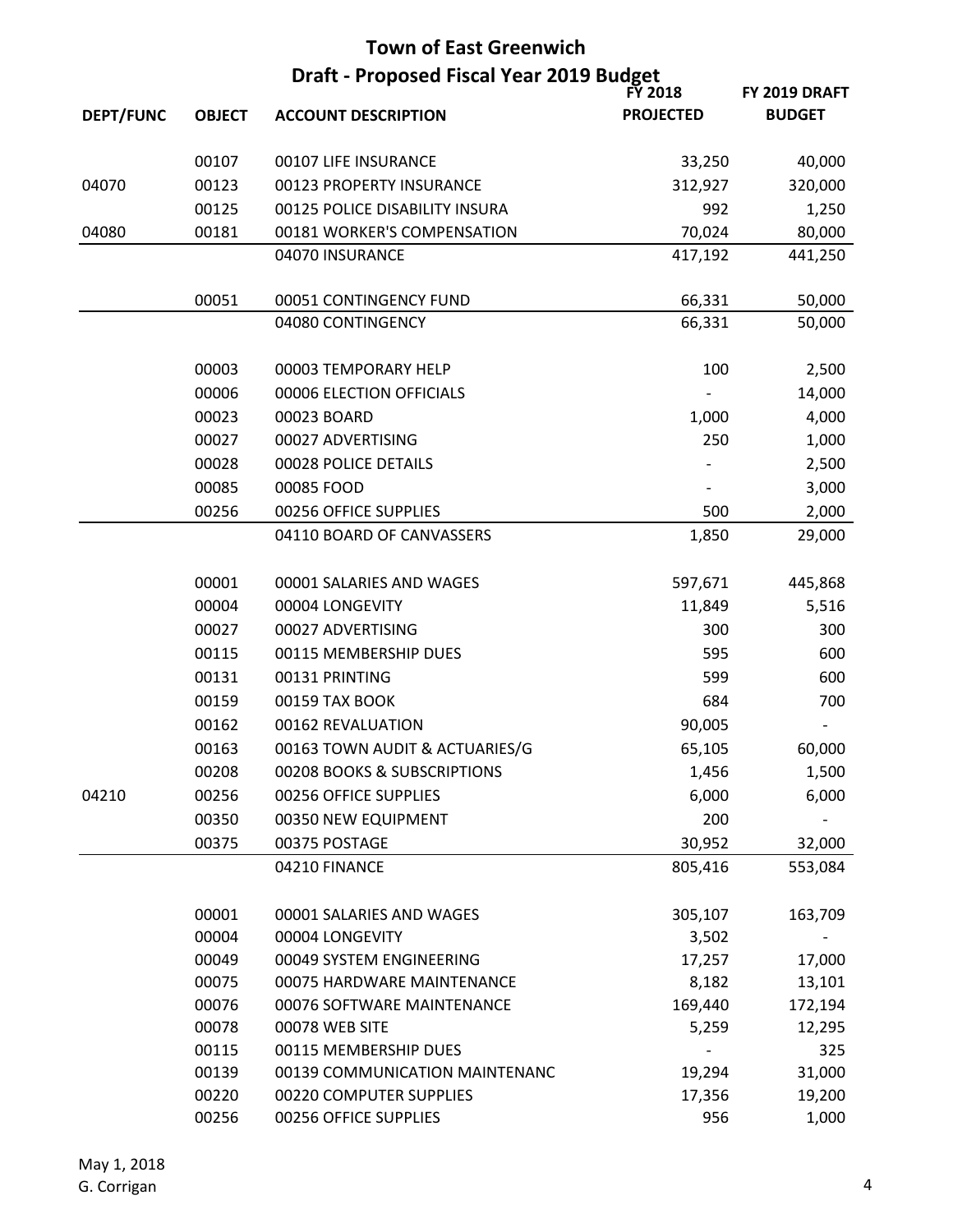# Town of East Greenwich

## Draft - Proposed Fiscal Year 2019 Budget

| DEPT/FUNC | OBJECT | ACCOUNT DESCRIPTION | FY 2018 PROJECTED | FY 2019 DRAFT BUDGET |
|---|---|---|---|---|
| | 00107 | 00107 LIFE INSURANCE | 33,250 | 40,000 |
| 04070 | 00123 | 00123 PROPERTY INSURANCE | 312,927 | 320,000 |
| | 00125 | 00125 POLICE DISABILITY INSURA | 992 | 1,250 |
| 04080 | 00181 | 00181 WORKER'S COMPENSATION | 70,024 | 80,000 |
| | | 04070 INSURANCE | 417,192 | 441,250 |
| | 00051 | 00051 CONTINGENCY FUND | 66,331 | 50,000 |
| | | 04080 CONTINGENCY | 66,331 | 50,000 |
| | 00003 | 00003 TEMPORARY HELP | 100 | 2,500 |
| | 00006 | 00006 ELECTION OFFICIALS | - | 14,000 |
| | 00023 | 00023 BOARD | 1,000 | 4,000 |
| | 00027 | 00027 ADVERTISING | 250 | 1,000 |
| | 00028 | 00028 POLICE DETAILS | - | 2,500 |
| | 00085 | 00085 FOOD | - | 3,000 |
| | 00256 | 00256 OFFICE SUPPLIES | 500 | 2,000 |
| | | 04110 BOARD OF CANVASSERS | 1,850 | 29,000 |
| | 00001 | 00001 SALARIES AND WAGES | 597,671 | 445,868 |
| | 00004 | 00004 LONGEVITY | 11,849 | 5,516 |
| | 00027 | 00027 ADVERTISING | 300 | 300 |
| | 00115 | 00115 MEMBERSHIP DUES | 595 | 600 |
| | 00131 | 00131 PRINTING | 599 | 600 |
| | 00159 | 00159 TAX BOOK | 684 | 700 |
| | 00162 | 00162 REVALUATION | 90,005 | - |
| | 00163 | 00163 TOWN AUDIT & ACTUARIES/G | 65,105 | 60,000 |
| | 00208 | 00208 BOOKS & SUBSCRIPTIONS | 1,456 | 1,500 |
| 04210 | 00256 | 00256 OFFICE SUPPLIES | 6,000 | 6,000 |
| | 00350 | 00350 NEW EQUIPMENT | 200 | - |
| | 00375 | 00375 POSTAGE | 30,952 | 32,000 |
| | | 04210 FINANCE | 805,416 | 553,084 |
| | 00001 | 00001 SALARIES AND WAGES | 305,107 | 163,709 |
| | 00004 | 00004 LONGEVITY | 3,502 | - |
| | 00049 | 00049 SYSTEM ENGINEERING | 17,257 | 17,000 |
| | 00075 | 00075 HARDWARE MAINTENANCE | 8,182 | 13,101 |
| | 00076 | 00076 SOFTWARE MAINTENANCE | 169,440 | 172,194 |
| | 00078 | 00078 WEB SITE | 5,259 | 12,295 |
| | 00115 | 00115 MEMBERSHIP DUES | - | 325 |
| | 00139 | 00139 COMMUNICATION MAINTENANC | 19,294 | 31,000 |
| | 00220 | 00220 COMPUTER SUPPLIES | 17,356 | 19,200 |
| | 00256 | 00256 OFFICE SUPPLIES | 956 | 1,000 |

May 1, 2018
G. Corrigan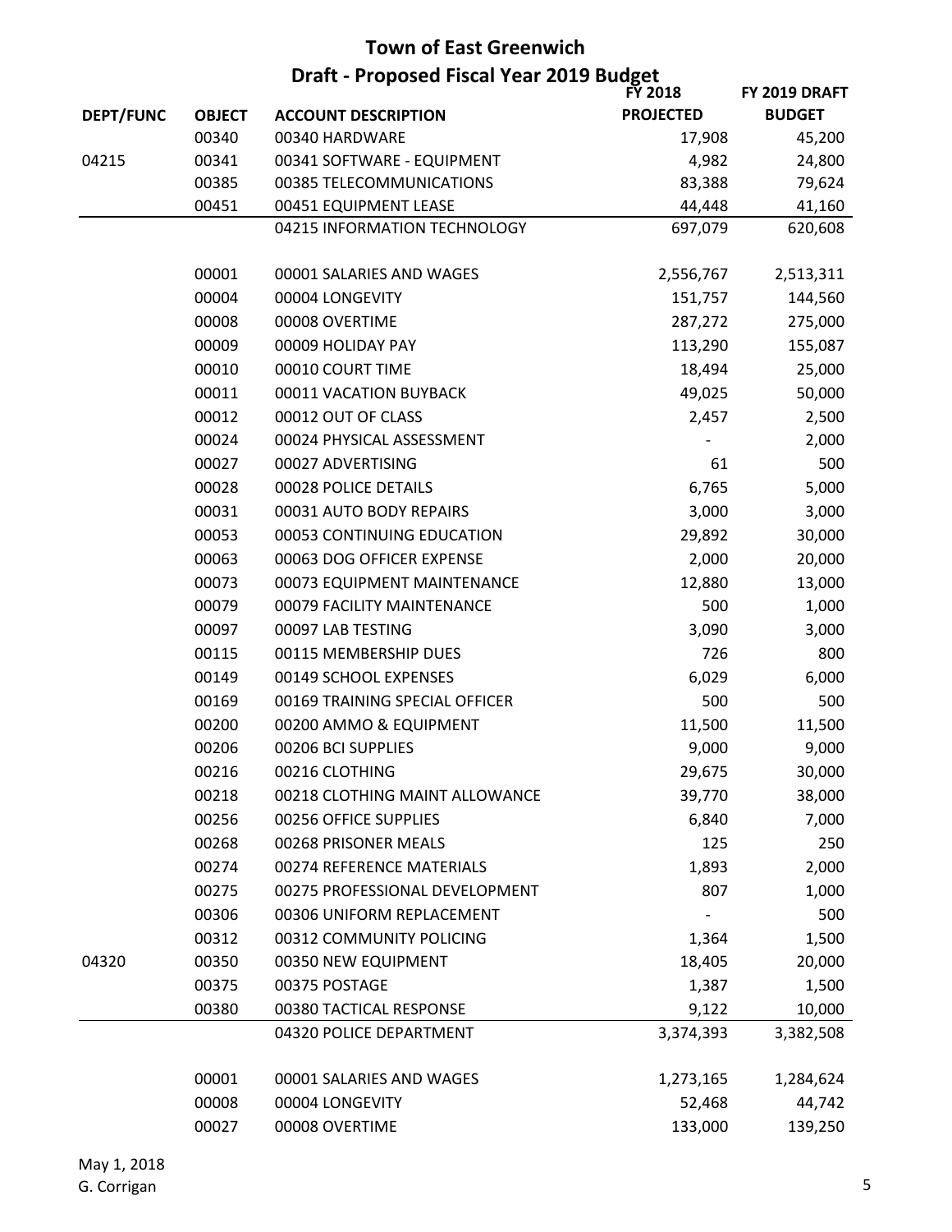# Town of East Greenwich

## Draft - Proposed Fiscal Year 2019 Budget

| DEPT/FUNC | OBJECT | ACCOUNT DESCRIPTION | FY 2018 PROJECTED | FY 2019 DRAFT BUDGET |
|---|---|---|---|---|
| | 00340 | 00340 HARDWARE | 17,908 | 45,200 |
| 04215 | 00341 | 00341 SOFTWARE - EQUIPMENT | 4,982 | 24,800 |
| | 00385 | 00385 TELECOMMUNICATIONS | 83,388 | 79,624 |
| | 00451 | 00451 EQUIPMENT LEASE | 44,448 | 41,160 |
| | | 04215 INFORMATION TECHNOLOGY | 697,079 | 620,608 |
| | | | | |
| | 00001 | 00001 SALARIES AND WAGES | 2,556,767 | 2,513,311 |
| | 00004 | 00004 LONGEVITY | 151,757 | 144,560 |
| | 00008 | 00008 OVERTIME | 287,272 | 275,000 |
| | 00009 | 00009 HOLIDAY PAY | 113,290 | 155,087 |
| | 00010 | 00010 COURT TIME | 18,494 | 25,000 |
| | 00011 | 00011 VACATION BUYBACK | 49,025 | 50,000 |
| | 00012 | 00012 OUT OF CLASS | 2,457 | 2,500 |
| | 00024 | 00024 PHYSICAL ASSESSMENT | - | 2,000 |
| | 00027 | 00027 ADVERTISING | 61 | 500 |
| | 00028 | 00028 POLICE DETAILS | 6,765 | 5,000 |
| | 00031 | 00031 AUTO BODY REPAIRS | 3,000 | 3,000 |
| | 00053 | 00053 CONTINUING EDUCATION | 29,892 | 30,000 |
| | 00063 | 00063 DOG OFFICER EXPENSE | 2,000 | 20,000 |
| | 00073 | 00073 EQUIPMENT MAINTENANCE | 12,880 | 13,000 |
| | 00079 | 00079 FACILITY MAINTENANCE | 500 | 1,000 |
| | 00097 | 00097 LAB TESTING | 3,090 | 3,000 |
| | 00115 | 00115 MEMBERSHIP DUES | 726 | 800 |
| | 00149 | 00149 SCHOOL EXPENSES | 6,029 | 6,000 |
| | 00169 | 00169 TRAINING SPECIAL OFFICER | 500 | 500 |
| | 00200 | 00200 AMMO & EQUIPMENT | 11,500 | 11,500 |
| | 00206 | 00206 BCI SUPPLIES | 9,000 | 9,000 |
| | 00216 | 00216 CLOTHING | 29,675 | 30,000 |
| | 00218 | 00218 CLOTHING MAINT ALLOWANCE | 39,770 | 38,000 |
| | 00256 | 00256 OFFICE SUPPLIES | 6,840 | 7,000 |
| | 00268 | 00268 PRISONER MEALS | 125 | 250 |
| | 00274 | 00274 REFERENCE MATERIALS | 1,893 | 2,000 |
| | 00275 | 00275 PROFESSIONAL DEVELOPMENT | 807 | 1,000 |
| | 00306 | 00306 UNIFORM REPLACEMENT | - | 500 |
| | 00312 | 00312 COMMUNITY POLICING | 1,364 | 1,500 |
| 04320 | 00350 | 00350 NEW EQUIPMENT | 18,405 | 20,000 |
| | 00375 | 00375 POSTAGE | 1,387 | 1,500 |
| | 00380 | 00380 TACTICAL RESPONSE | 9,122 | 10,000 |
| | | 04320 POLICE DEPARTMENT | 3,374,393 | 3,382,508 |
| | | | | |
| | 00001 | 00001 SALARIES AND WAGES | 1,273,165 | 1,284,624 |
| | 00008 | 00004 LONGEVITY | 52,468 | 44,742 |
| | 00027 | 00008 OVERTIME | 133,000 | 139,250 |

May 1, 2018
G. Corrigan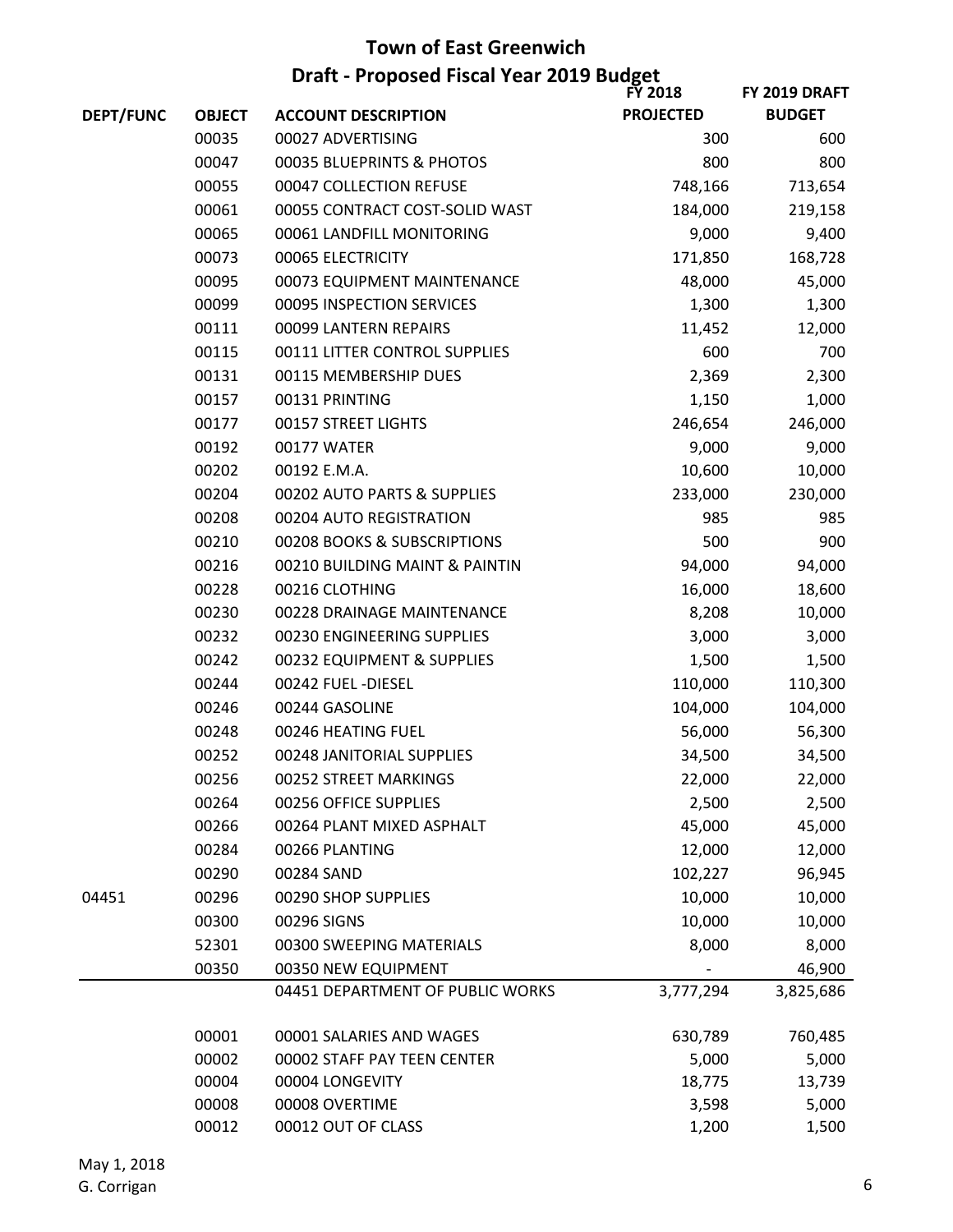# Town of East Greenwich

## Draft - Proposed Fiscal Year 2019 Budget

| DEPT/FUNC | OBJECT | ACCOUNT DESCRIPTION | FY 2018 PROJECTED | FY 2019 DRAFT BUDGET |
|---|---|---|---|---|
| | 00035 | 00027 ADVERTISING | 300 | 600 |
| | 00047 | 00035 BLUEPRINTS & PHOTOS | 800 | 800 |
| | 00055 | 00047 COLLECTION REFUSE | 748,166 | 713,654 |
| | 00061 | 00055 CONTRACT COST-SOLID WAST | 184,000 | 219,158 |
| | 00065 | 00061 LANDFILL MONITORING | 9,000 | 9,400 |
| | 00073 | 00065 ELECTRICITY | 171,850 | 168,728 |
| | 00095 | 00073 EQUIPMENT MAINTENANCE | 48,000 | 45,000 |
| | 00099 | 00095 INSPECTION SERVICES | 1,300 | 1,300 |
| | 00111 | 00099 LANTERN REPAIRS | 11,452 | 12,000 |
| | 00115 | 00111 LITTER CONTROL SUPPLIES | 600 | 700 |
| | 00131 | 00115 MEMBERSHIP DUES | 2,369 | 2,300 |
| | 00157 | 00131 PRINTING | 1,150 | 1,000 |
| | 00177 | 00157 STREET LIGHTS | 246,654 | 246,000 |
| | 00192 | 00177 WATER | 9,000 | 9,000 |
| | 00202 | 00192 E.M.A. | 10,600 | 10,000 |
| | 00204 | 00202 AUTO PARTS & SUPPLIES | 233,000 | 230,000 |
| | 00208 | 00204 AUTO REGISTRATION | 985 | 985 |
| | 00210 | 00208 BOOKS & SUBSCRIPTIONS | 500 | 900 |
| | 00216 | 00210 BUILDING MAINT & PAINTIN | 94,000 | 94,000 |
| | 00228 | 00216 CLOTHING | 16,000 | 18,600 |
| | 00230 | 00228 DRAINAGE MAINTENANCE | 8,208 | 10,000 |
| | 00232 | 00230 ENGINEERING SUPPLIES | 3,000 | 3,000 |
| | 00242 | 00232 EQUIPMENT & SUPPLIES | 1,500 | 1,500 |
| | 00244 | 00242 FUEL -DIESEL | 110,000 | 110,300 |
| | 00246 | 00244 GASOLINE | 104,000 | 104,000 |
| | 00248 | 00246 HEATING FUEL | 56,000 | 56,300 |
| | 00252 | 00248 JANITORIAL SUPPLIES | 34,500 | 34,500 |
| | 00256 | 00252 STREET MARKINGS | 22,000 | 22,000 |
| | 00264 | 00256 OFFICE SUPPLIES | 2,500 | 2,500 |
| | 00266 | 00264 PLANT MIXED ASPHALT | 45,000 | 45,000 |
| | 00284 | 00266 PLANTING | 12,000 | 12,000 |
| | 00290 | 00284 SAND | 102,227 | 96,945 |
| 04451 | 00296 | 00290 SHOP SUPPLIES | 10,000 | 10,000 |
| | 00300 | 00296 SIGNS | 10,000 | 10,000 |
| | 52301 | 00300 SWEEPING MATERIALS | 8,000 | 8,000 |
| | 00350 | 00350 NEW EQUIPMENT | - | 46,900 |
| | | 04451 DEPARTMENT OF PUBLIC WORKS | 3,777,294 | 3,825,686 |
| | | | | |
| | 00001 | 00001 SALARIES AND WAGES | 630,789 | 760,485 |
| | 00002 | 00002 STAFF PAY TEEN CENTER | 5,000 | 5,000 |
| | 00004 | 00004 LONGEVITY | 18,775 | 13,739 |
| | 00008 | 00008 OVERTIME | 3,598 | 5,000 |
| | 00012 | 00012 OUT OF CLASS | 1,200 | 1,500 |

May 1, 2018
G. Corrigan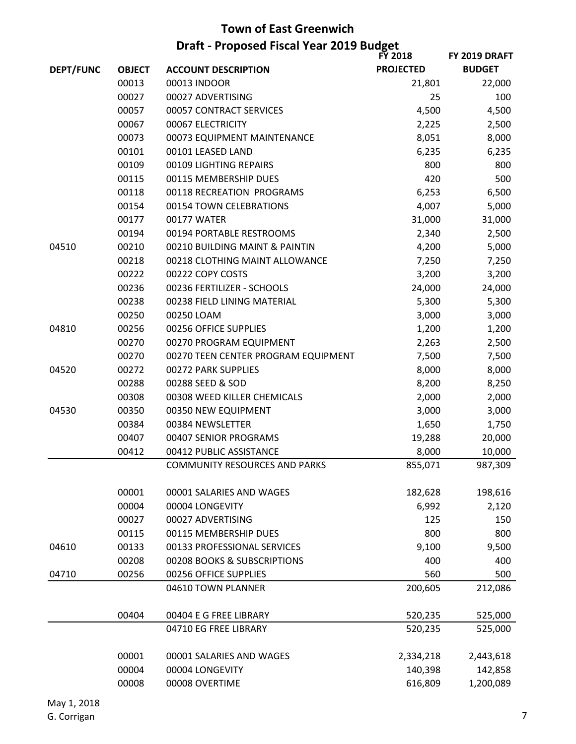# Town of East Greenwich

## Draft - Proposed Fiscal Year 2019 Budget

| DEPT/FUNC | OBJECT | ACCOUNT DESCRIPTION | FY 2018 PROJECTED | FY 2019 DRAFT BUDGET |
|---|---|---|---|---|
| | 00013 | 00013 INDOOR | 21,801 | 22,000 |
| | 00027 | 00027 ADVERTISING | 25 | 100 |
| | 00057 | 00057 CONTRACT SERVICES | 4,500 | 4,500 |
| | 00067 | 00067 ELECTRICITY | 2,225 | 2,500 |
| | 00073 | 00073 EQUIPMENT MAINTENANCE | 8,051 | 8,000 |
| | 00101 | 00101 LEASED LAND | 6,235 | 6,235 |
| | 00109 | 00109 LIGHTING REPAIRS | 800 | 800 |
| | 00115 | 00115 MEMBERSHIP DUES | 420 | 500 |
| | 00118 | 00118 RECREATION PROGRAMS | 6,253 | 6,500 |
| | 00154 | 00154 TOWN CELEBRATIONS | 4,007 | 5,000 |
| | 00177 | 00177 WATER | 31,000 | 31,000 |
| | 00194 | 00194 PORTABLE RESTROOMS | 2,340 | 2,500 |
| 04510 | 00210 | 00210 BUILDING MAINT & PAINTIN | 4,200 | 5,000 |
| | 00218 | 00218 CLOTHING MAINT ALLOWANCE | 7,250 | 7,250 |
| | 00222 | 00222 COPY COSTS | 3,200 | 3,200 |
| | 00236 | 00236 FERTILIZER - SCHOOLS | 24,000 | 24,000 |
| | 00238 | 00238 FIELD LINING MATERIAL | 5,300 | 5,300 |
| | 00250 | 00250 LOAM | 3,000 | 3,000 |
| 04810 | 00256 | 00256 OFFICE SUPPLIES | 1,200 | 1,200 |
| | 00270 | 00270 PROGRAM EQUIPMENT | 2,263 | 2,500 |
| | 00270 | 00270 TEEN CENTER PROGRAM EQUIPMENT | 7,500 | 7,500 |
| 04520 | 00272 | 00272 PARK SUPPLIES | 8,000 | 8,000 |
| | 00288 | 00288 SEED & SOD | 8,200 | 8,250 |
| | 00308 | 00308 WEED KILLER CHEMICALS | 2,000 | 2,000 |
| 04530 | 00350 | 00350 NEW EQUIPMENT | 3,000 | 3,000 |
| | 00384 | 00384 NEWSLETTER | 1,650 | 1,750 |
| | 00407 | 00407 SENIOR PROGRAMS | 19,288 | 20,000 |
| | 00412 | 00412 PUBLIC ASSISTANCE | 8,000 | 10,000 |
| | | COMMUNITY RESOURCES AND PARKS | 855,071 | 987,309 |
| | | | | |
| | 00001 | 00001 SALARIES AND WAGES | 182,628 | 198,616 |
| | 00004 | 00004 LONGEVITY | 6,992 | 2,120 |
| | 00027 | 00027 ADVERTISING | 125 | 150 |
| | 00115 | 00115 MEMBERSHIP DUES | 800 | 800 |
| 04610 | 00133 | 00133 PROFESSIONAL SERVICES | 9,100 | 9,500 |
| | 00208 | 00208 BOOKS & SUBSCRIPTIONS | 400 | 400 |
| 04710 | 00256 | 00256 OFFICE SUPPLIES | 560 | 500 |
| | | 04610 TOWN PLANNER | 200,605 | 212,086 |
| | | | | |
| | 00404 | 00404 E G FREE LIBRARY | 520,235 | 525,000 |
| | | 04710 EG FREE LIBRARY | 520,235 | 525,000 |
| | | | | |
| | 00001 | 00001 SALARIES AND WAGES | 2,334,218 | 2,443,618 |
| | 00004 | 00004 LONGEVITY | 140,398 | 142,858 |
| | 00008 | 00008 OVERTIME | 616,809 | 1,200,089 |

May 1, 2018
G. Corrigan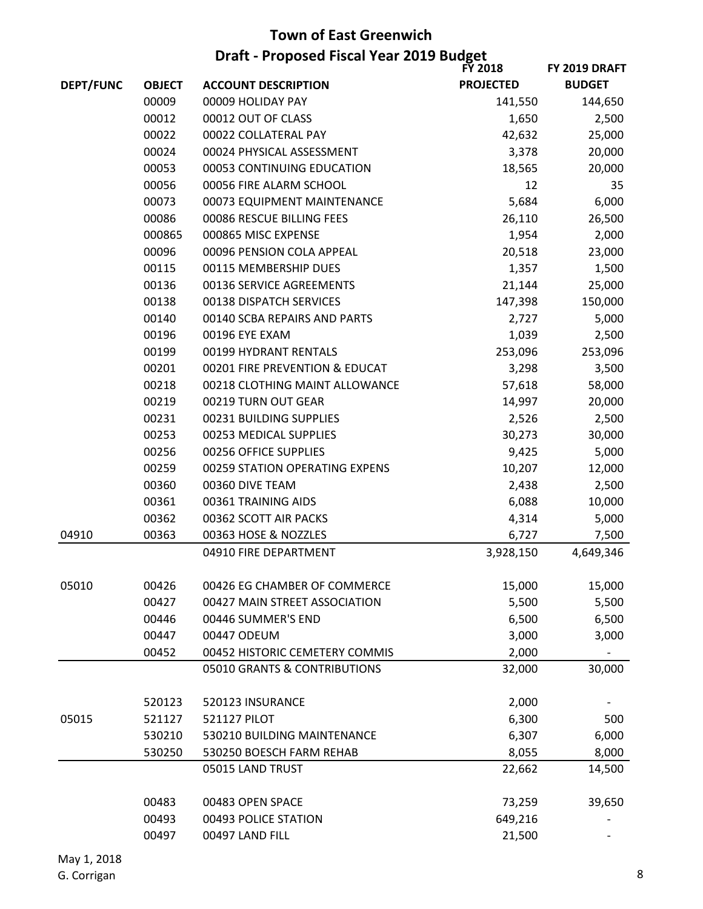# Town of East Greenwich

## Draft - Proposed Fiscal Year 2019 Budget

| DEPT/FUNC | OBJECT | ACCOUNT DESCRIPTION | FY 2018 PROJECTED | FY 2019 DRAFT BUDGET |
|---|---|---|---|---|
| | 00009 | 00009 HOLIDAY PAY | 141,550 | 144,650 |
| | 00012 | 00012 OUT OF CLASS | 1,650 | 2,500 |
| | 00022 | 00022 COLLATERAL PAY | 42,632 | 25,000 |
| | 00024 | 00024 PHYSICAL ASSESSMENT | 3,378 | 20,000 |
| | 00053 | 00053 CONTINUING EDUCATION | 18,565 | 20,000 |
| | 00056 | 00056 FIRE ALARM SCHOOL | 12 | 35 |
| | 00073 | 00073 EQUIPMENT MAINTENANCE | 5,684 | 6,000 |
| | 00086 | 00086 RESCUE BILLING FEES | 26,110 | 26,500 |
| | 000865 | 000865 MISC EXPENSE | 1,954 | 2,000 |
| | 00096 | 00096 PENSION COLA APPEAL | 20,518 | 23,000 |
| | 00115 | 00115 MEMBERSHIP DUES | 1,357 | 1,500 |
| | 00136 | 00136 SERVICE AGREEMENTS | 21,144 | 25,000 |
| | 00138 | 00138 DISPATCH SERVICES | 147,398 | 150,000 |
| | 00140 | 00140 SCBA REPAIRS AND PARTS | 2,727 | 5,000 |
| | 00196 | 00196 EYE EXAM | 1,039 | 2,500 |
| | 00199 | 00199 HYDRANT RENTALS | 253,096 | 253,096 |
| | 00201 | 00201 FIRE PREVENTION & EDUCAT | 3,298 | 3,500 |
| | 00218 | 00218 CLOTHING MAINT ALLOWANCE | 57,618 | 58,000 |
| | 00219 | 00219 TURN OUT GEAR | 14,997 | 20,000 |
| | 00231 | 00231 BUILDING SUPPLIES | 2,526 | 2,500 |
| | 00253 | 00253 MEDICAL SUPPLIES | 30,273 | 30,000 |
| | 00256 | 00256 OFFICE SUPPLIES | 9,425 | 5,000 |
| | 00259 | 00259 STATION OPERATING EXPENS | 10,207 | 12,000 |
| | 00360 | 00360 DIVE TEAM | 2,438 | 2,500 |
| | 00361 | 00361 TRAINING AIDS | 6,088 | 10,000 |
| | 00362 | 00362 SCOTT AIR PACKS | 4,314 | 5,000 |
| 04910 | 00363 | 00363 HOSE & NOZZLES | 6,727 | 7,500 |
| | | 04910 FIRE DEPARTMENT | 3,928,150 | 4,649,346 |
| | | | | |
| 05010 | 00426 | 00426 EG CHAMBER OF COMMERCE | 15,000 | 15,000 |
| | 00427 | 00427 MAIN STREET ASSOCIATION | 5,500 | 5,500 |
| | 00446 | 00446 SUMMER'S END | 6,500 | 6,500 |
| | 00447 | 00447 ODEUM | 3,000 | 3,000 |
| | 00452 | 00452 HISTORIC CEMETERY COMMIS | 2,000 | - |
| | | 05010 GRANTS & CONTRIBUTIONS | 32,000 | 30,000 |
| | | | | |
| | 520123 | 520123 INSURANCE | 2,000 | - |
| 05015 | 521127 | 521127 PILOT | 6,300 | 500 |
| | 530210 | 530210 BUILDING MAINTENANCE | 6,307 | 6,000 |
| | 530250 | 530250 BOESCH FARM REHAB | 8,055 | 8,000 |
| | | 05015 LAND TRUST | 22,662 | 14,500 |
| | | | | |
| | 00483 | 00483 OPEN SPACE | 73,259 | 39,650 |
| | 00493 | 00493 POLICE STATION | 649,216 | - |
| | 00497 | 00497 LAND FILL | 21,500 | - |

May 1, 2018
G. Corrigan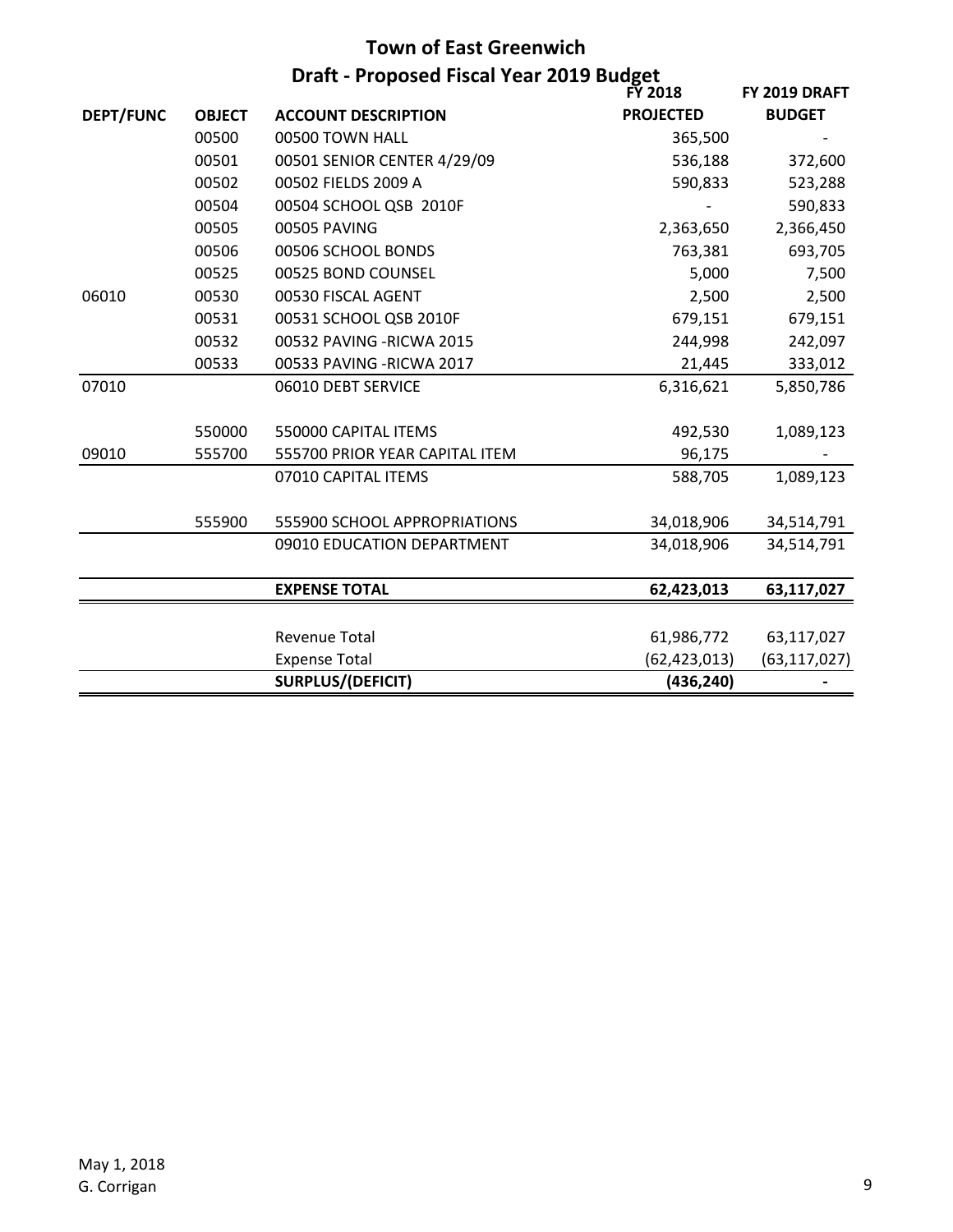# Town of East Greenwich

## Draft - Proposed Fiscal Year 2019 Budget

| DEPT/FUNC | OBJECT | ACCOUNT DESCRIPTION | FY 2018 PROJECTED | FY 2019 DRAFT BUDGET |
|---|---|---|---|---|
| | 00500 | 00500 TOWN HALL | 365,500 | - |
| | 00501 | 00501 SENIOR CENTER 4/29/09 | 536,188 | 372,600 |
| | 00502 | 00502 FIELDS 2009 A | 590,833 | 523,288 |
| | 00504 | 00504 SCHOOL QSB 2010F | - | 590,833 |
| | 00505 | 00505 PAVING | 2,363,650 | 2,366,450 |
| | 00506 | 00506 SCHOOL BONDS | 763,381 | 693,705 |
| | 00525 | 00525 BOND COUNSEL | 5,000 | 7,500 |
| 06010 | 00530 | 00530 FISCAL AGENT | 2,500 | 2,500 |
| | 00531 | 00531 SCHOOL QSB 2010F | 679,151 | 679,151 |
| | 00532 | 00532 PAVING -RICWA 2015 | 244,998 | 242,097 |
| | 00533 | 00533 PAVING -RICWA 2017 | 21,445 | 333,012 |
| 07010 | | 06010 DEBT SERVICE | 6,316,621 | 5,850,786 |
| | 550000 | 550000 CAPITAL ITEMS | 492,530 | 1,089,123 |
| 09010 | 555700 | 555700 PRIOR YEAR CAPITAL ITEM | 96,175 | - |
| | | 07010 CAPITAL ITEMS | 588,705 | 1,089,123 |
| | 555900 | 555900 SCHOOL APPROPRIATIONS | 34,018,906 | 34,514,791 |
| | | 09010 EDUCATION DEPARTMENT | 34,018,906 | 34,514,791 |
| | | **EXPENSE TOTAL** | **62,423,013** | **63,117,027** |
| | | Revenue Total | 61,986,772 | 63,117,027 |
| | | Expense Total | (62,423,013) | (63,117,027) |
| | | **SURPLUS/(DEFICIT)** | **(436,240)** | **-** |

May 1, 2018
G. Corrigan